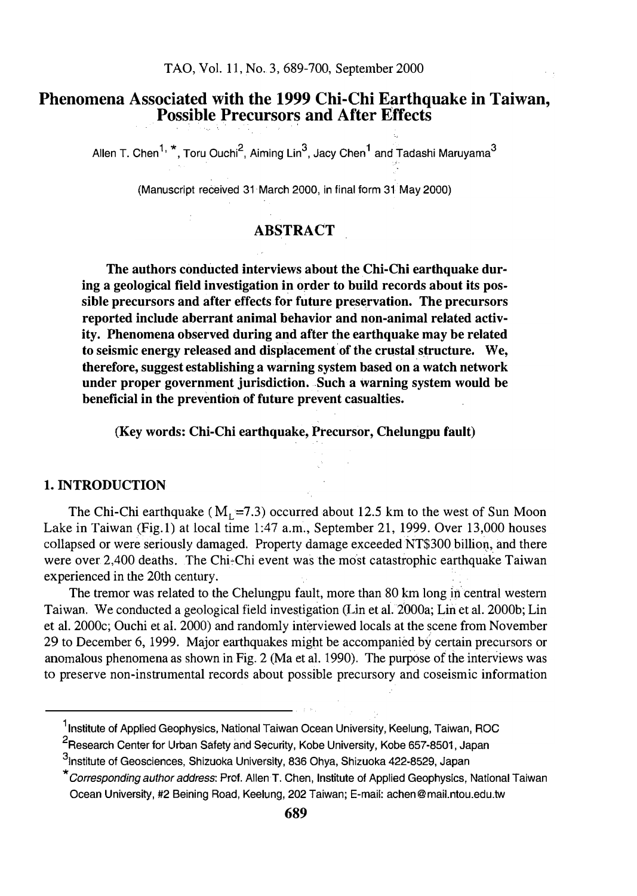# Phenomena Associated with the 1999 Chi-Chi Earthquake in Taiwan, Possible Precursors and After Effects

Allen T. Chen[1, *], Toru Ouchi[2], Aiming Lin[3], Jacy Chen[1] and Tadashi Maruyama[3]

(Manuscript received 31 March 2000, in final form 31 May 2000)

## ABSTRACT

**The authors conducted interviews about the Chi-Chi earthquake during a geological field investigation in order to build records about its possible precursors and after effects for future preservation. The precursors reported include aberrant animal behavior and non-animal related activity. Phenomena observed during and after the earthquake may be related to seismic energy released and displacement of the crustal structure. We, therefore, suggest establishing a warning system based on a watch network under proper government jurisdiction. Such a warning system would be beneficial in the prevention of future prevent casualties.**

**(Key words: Chi-Chi earthquake, Precursor, Chelungpu fault)**

## 1. INTRODUCTION

The Chi-Chi earthquake ( $M_L$=7.3) occurred about 12.5 km to the west of Sun Moon Lake in Taiwan (Fig.1) at local time 1:47 a.m., September 21, 1999. Over 13,000 houses collapsed or were seriously damaged. Property damage exceeded NT$300 billion, and there were over 2,400 deaths. The Chi-Chi event was the most catastrophic earthquake Taiwan experienced in the 20th century.

The tremor was related to the Chelungpu fault, more than 80 km long in central western Taiwan. We conducted a geological field investigation (Lin et al. 2000a; Lin et al. 2000b; Lin et al. 2000c; Ouchi et al. 2000) and randomly interviewed locals at the scene from November 29 to December 6, 1999. Major earthquakes might be accompanied by certain precursors or anomalous phenomena as shown in Fig. 2 (Ma et al. 1990). The purpose of the interviews was to preserve non-instrumental records about possible precursory and coseismic information

---

[1] Institute of Applied Geophysics, National Taiwan Ocean University, Keelung, Taiwan, ROC

[2] Research Center for Urban Safety and Security, Kobe University, Kobe 657-8501, Japan

[3] Institute of Geosciences, Shizuoka University, 836 Ohya, Shizuoka 422-8529, Japan

\* *Corresponding author address*: Prof. Allen T. Chen, Institute of Applied Geophysics, National Taiwan Ocean University, #2 Beining Road, Keelung, 202 Taiwan; E-mail: achen@mail.ntou.edu.tw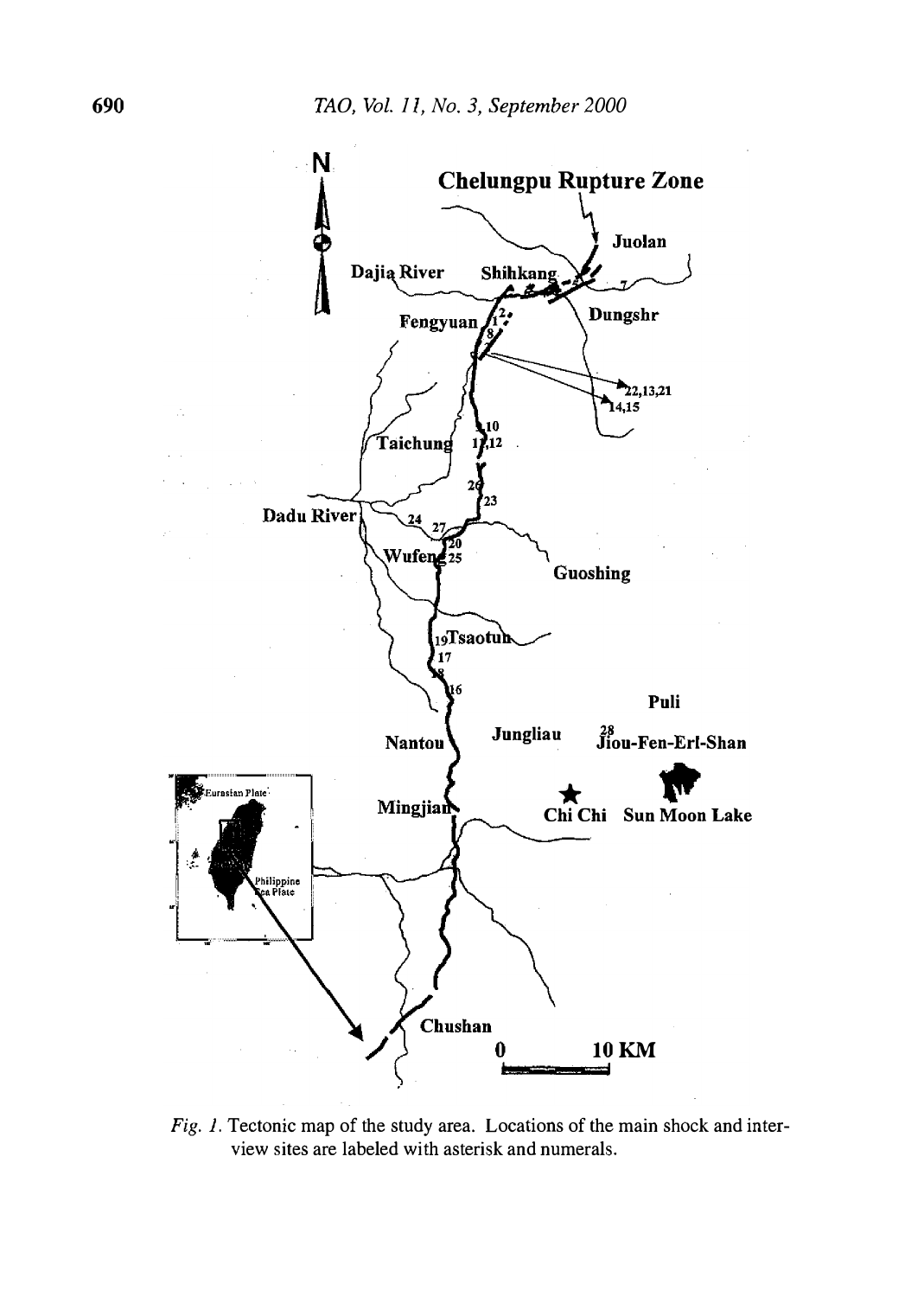*Fig. 1.* Tectonic map of the study area. Locations of the main shock and interview sites are labeled with asterisk and numerals.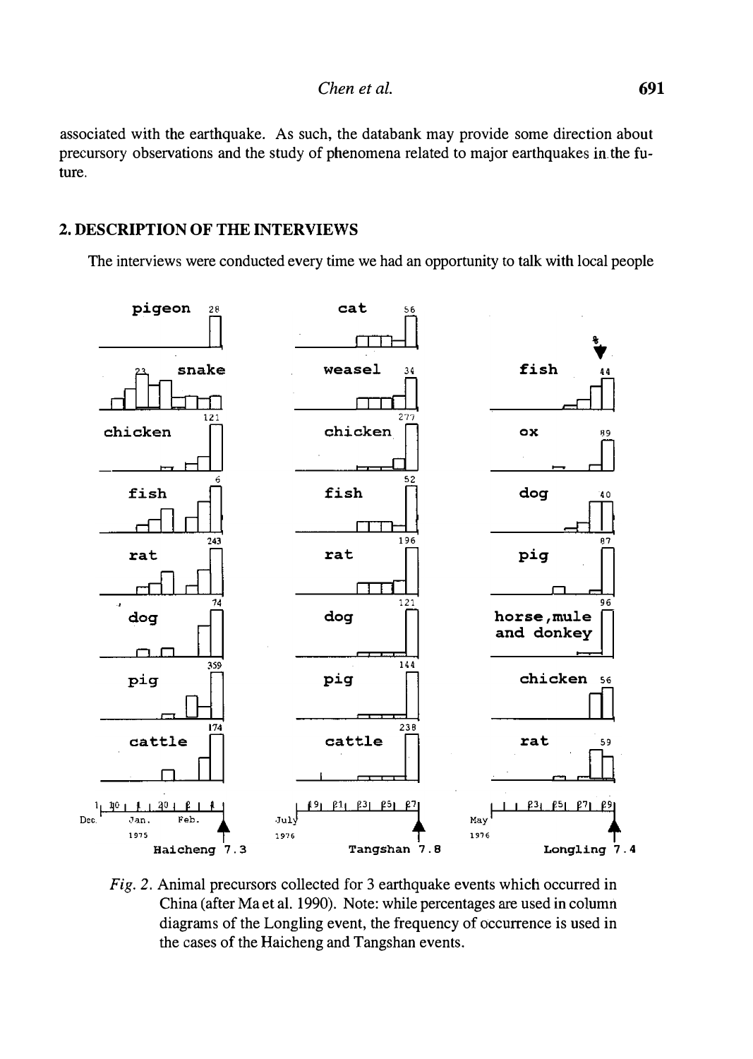associated with the earthquake. As such, the databank may provide some direction about precursory observations and the study of phenomena related to major earthquakes in the future.

## 2. DESCRIPTION OF THE INTERVIEWS

The interviews were conducted every time we had an opportunity to talk with local people

*Fig. 2.* Animal precursors collected for 3 earthquake events which occurred in China (after Ma et al. 1990). Note: while percentages are used in column diagrams of the Longling event, the frequency of occurrence is used in the cases of the Haicheng and Tangshan events.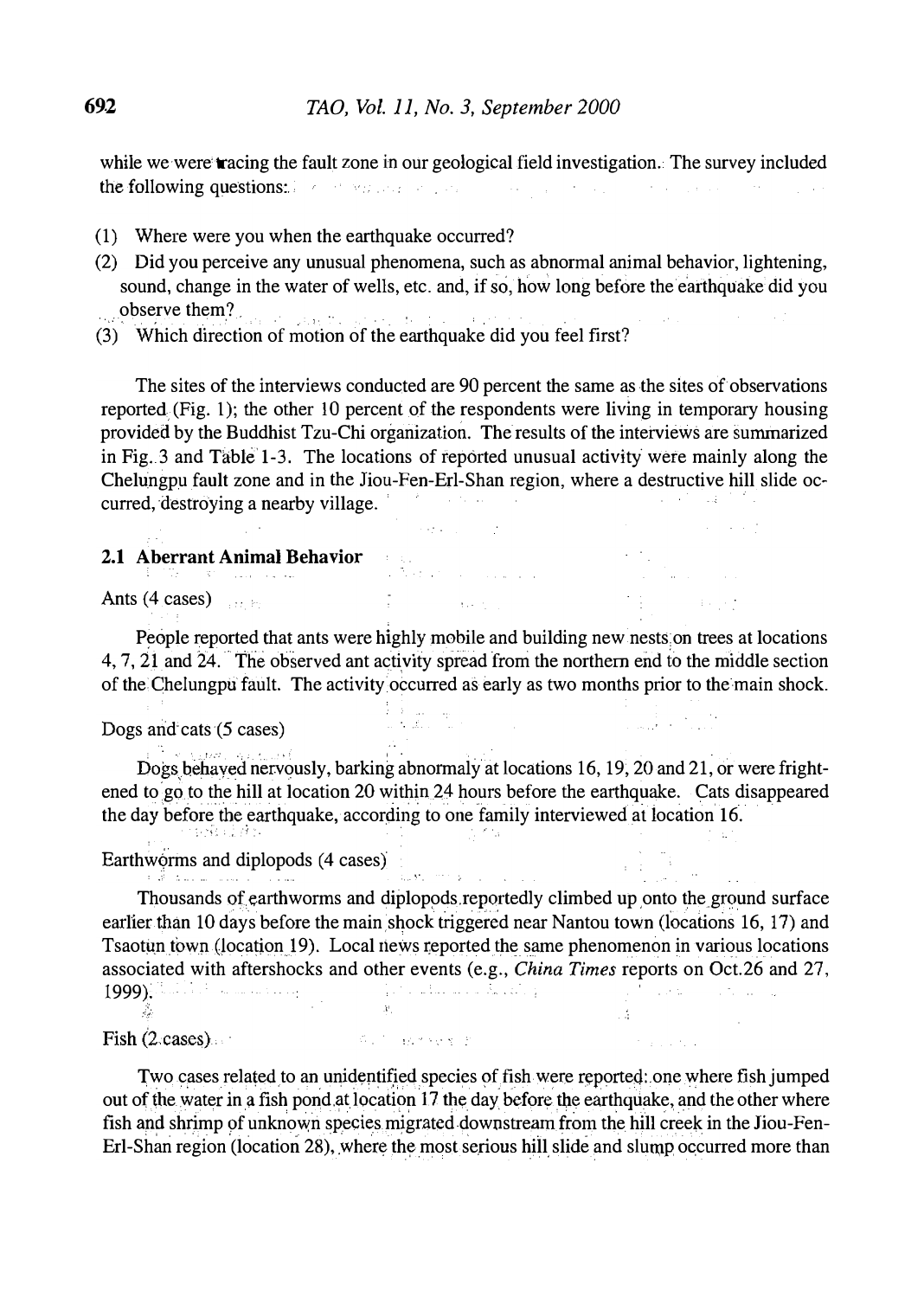while we were tracing the fault zone in our geological field investigation. The survey included the following questions:

(1) Where were you when the earthquake occurred?
(2) Did you perceive any unusual phenomena, such as abnormal animal behavior, lightening, sound, change in the water of wells, etc. and, if so, how long before the earthquake did you observe them?
(3) Which direction of motion of the earthquake did you feel first?

The sites of the interviews conducted are 90 percent the same as the sites of observations reported (Fig. 1); the other 10 percent of the respondents were living in temporary housing provided by the Buddhist Tzu-Chi organization. The results of the interviews are summarized in Fig. 3 and Table 1-3. The locations of reported unusual activity were mainly along the Chelungpu fault zone and in the Jiou-Fen-Erl-Shan region, where a destructive hill slide occurred, destroying a nearby village.

### 2.1 Aberrant Animal Behavior

Ants (4 cases)

People reported that ants were highly mobile and building new nests on trees at locations 4, 7, 21 and 24. The observed ant activity spread from the northern end to the middle section of the Chelungpu fault. The activity occurred as early as two months prior to the main shock.

Dogs and cats (5 cases)

Dogs behaved nervously, barking abnormaly at locations 16, 19, 20 and 21, or were frightened to go to the hill at location 20 within 24 hours before the earthquake. Cats disappeared the day before the earthquake, according to one family interviewed at location 16.

Earthworms and diplopods (4 cases)

Thousands of earthworms and diplopods reportedly climbed up onto the ground surface earlier than 10 days before the main shock triggered near Nantou town (locations 16, 17) and Tsaotun town (location 19). Local news reported the same phenomenon in various locations associated with aftershocks and other events (e.g., *China Times* reports on Oct.26 and 27, 1999).

Fish (2 cases)

Two cases related to an unidentified species of fish were reported: one where fish jumped out of the water in a fish pond at location 17 the day before the earthquake, and the other where fish and shrimp of unknown species migrated downstream from the hill creek in the Jiou-Fen-Erl-Shan region (location 28), where the most serious hill slide and slump occurred more than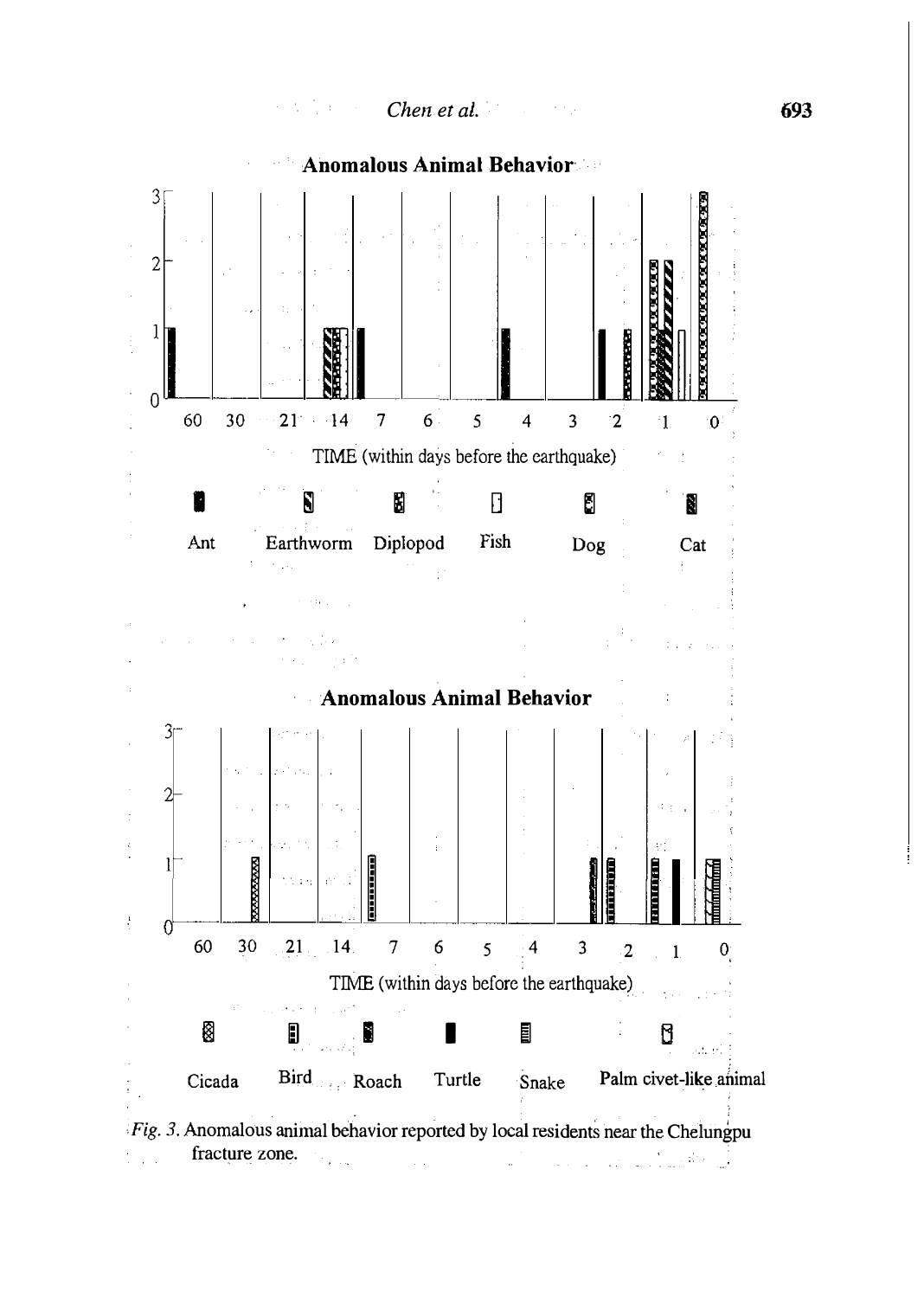*Fig. 3.* Anomalous animal behavior reported by local residents near the Chelungpu fracture zone.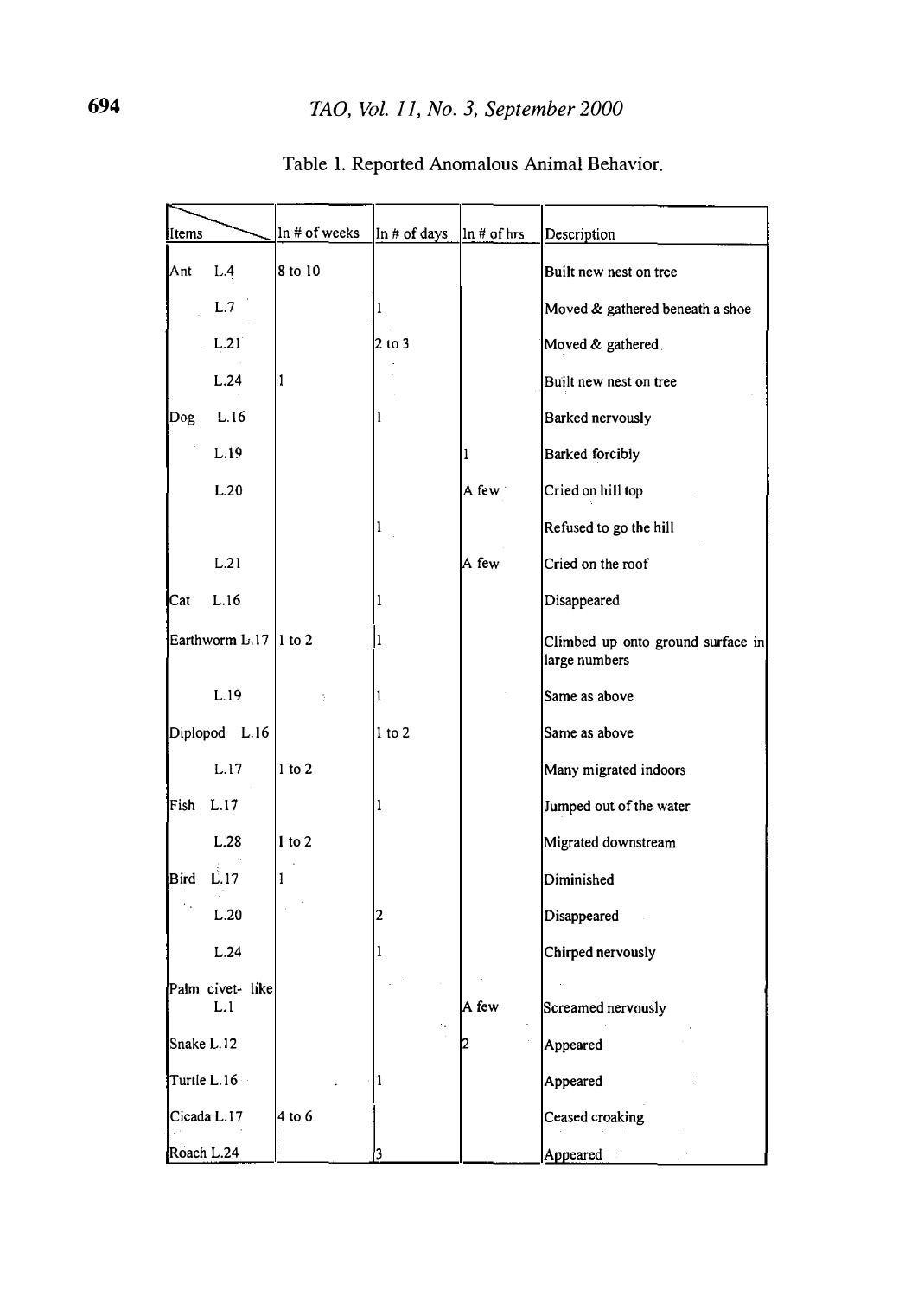Table 1. Reported Anomalous Animal Behavior.

| Items | In # of weeks | In # of days | In # of hrs | Description |
|---|---|---|---|---|
| Ant L.4 | 8 to 10 | | | Built new nest on tree |
| L.7 | | 1 | | Moved & gathered beneath a shoe |
| L.21 | | 2 to 3 | | Moved & gathered |
| L.24 | 1 | | | Built new nest on tree |
| Dog L.16 | | 1 | | Barked nervously |
| L.19 | | | 1 | Barked forcibly |
| L.20 | | | A few | Cried on hill top |
| | | 1 | | Refused to go the hill |
| L.21 | | | A few | Cried on the roof |
| Cat L.16 | | 1 | | Disappeared |
| Earthworm L.17 | 1 to 2 | 1 | | Climbed up onto ground surface in large numbers |
| L.19 | | 1 | | Same as above |
| Diplopod L.16 | | 1 to 2 | | Same as above |
| L.17 | 1 to 2 | | | Many migrated indoors |
| Fish L.17 | | 1 | | Jumped out of the water |
| L.28 | 1 to 2 | | | Migrated downstream |
| Bird L.17 | 1 | | | Diminished |
| L.20 | | 2 | | Disappeared |
| L.24 | | 1 | | Chirped nervously |
| Palm civet- like L.1 | | | A few | Screamed nervously |
| Snake L.12 | | | 2 | Appeared |
| Turtle L.16 | | 1 | | Appeared |
| Cicada L.17 | 4 to 6 | | | Ceased croaking |
| Roach L.24 | | 3 | | Appeared |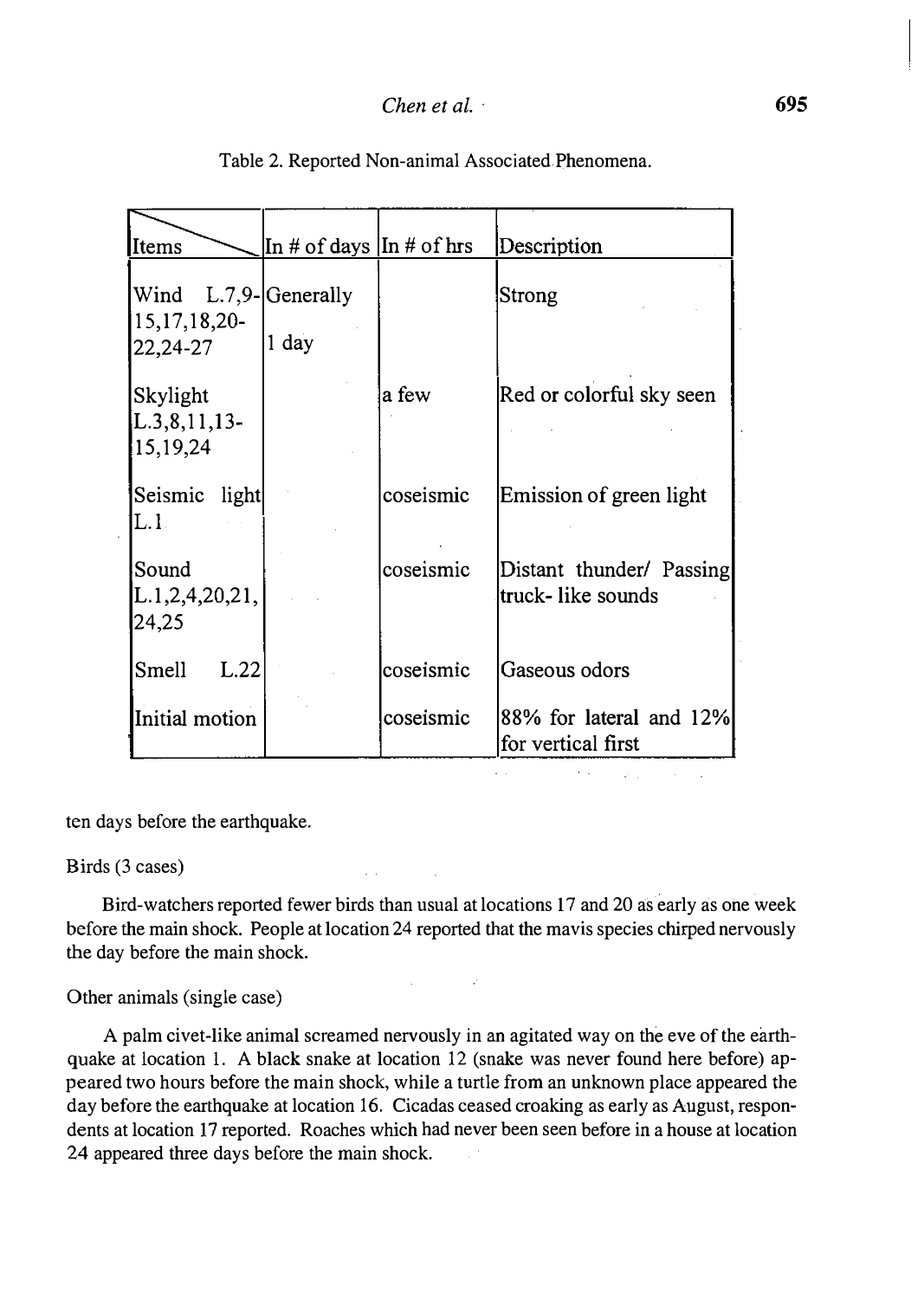Table 2. Reported Non-animal Associated Phenomena.

| Items | In # of days | In # of hrs | Description |
|---|---|---|---|
| Wind L.7,9-15,17,18,20-22,24-27 | Generally 1 day | | Strong |
| Skylight L.3,8,11,13-15,19,24 | | a few | Red or colorful sky seen |
| Seismic light L.1 | | coseismic | Emission of green light |
| Sound L.1,2,4,20,21,24,25 | | coseismic | Distant thunder/ Passing truck- like sounds |
| Smell L.22 | | coseismic | Gaseous odors |
| Initial motion | | coseismic | 88% for lateral and 12% for vertical first |

ten days before the earthquake.

Birds (3 cases)

Bird-watchers reported fewer birds than usual at locations 17 and 20 as early as one week before the main shock. People at location 24 reported that the mavis species chirped nervously the day before the main shock.

Other animals (single case)

A palm civet-like animal screamed nervously in an agitated way on the eve of the earthquake at location 1. A black snake at location 12 (snake was never found here before) appeared two hours before the main shock, while a turtle from an unknown place appeared the day before the earthquake at location 16. Cicadas ceased croaking as early as August, respondents at location 17 reported. Roaches which had never been seen before in a house at location 24 appeared three days before the main shock.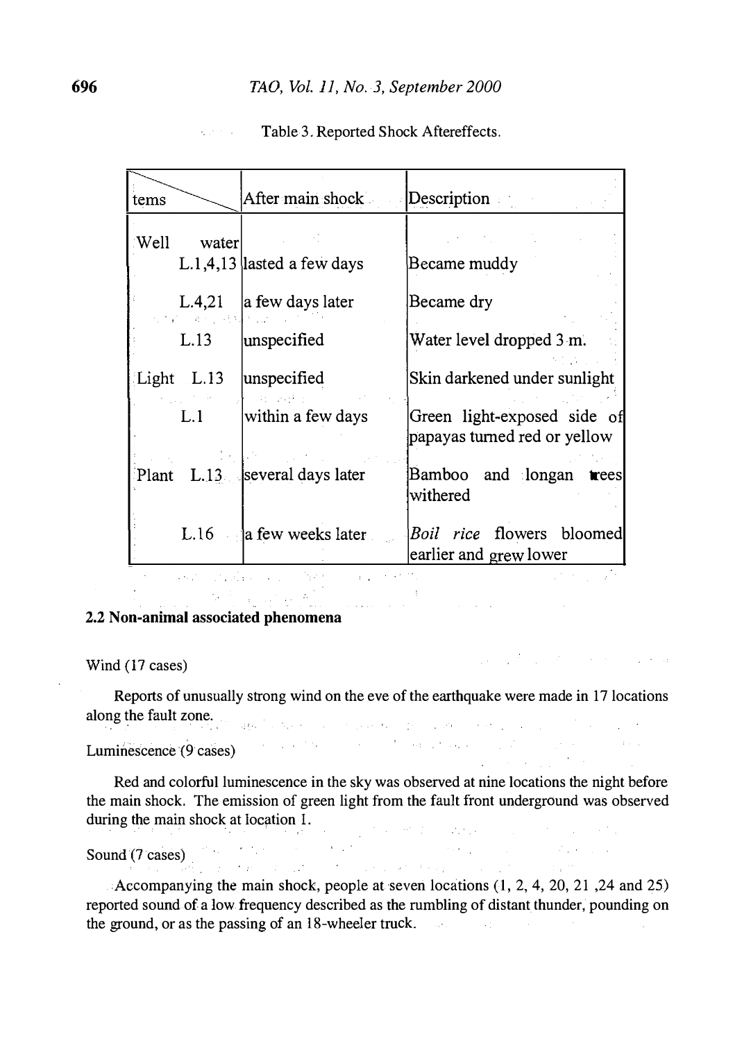Table 3. Reported Shock Aftereffects.

| tems | After main shock | Description |
|---|---|---|
| Well water | | |
| L.1,4,13 | lasted a few days | Became muddy |
| L.4,21 | a few days later | Became dry |
| L.13 | unspecified | Water level dropped 3 m. |
| Light L.13 | unspecified | Skin darkened under sunlight |
| L.1 | within a few days | Green light-exposed side of papayas turned red or yellow |
| Plant L.13 | several days later | Bamboo and longan trees withered |
| L.16 | a few weeks later | *Boil rice* flowers bloomed earlier and grew lower |

## 2.2 Non-animal associated phenomena

Wind (17 cases)

Reports of unusually strong wind on the eve of the earthquake were made in 17 locations along the fault zone.

Luminescence (9 cases)

Red and colorful luminescence in the sky was observed at nine locations the night before the main shock. The emission of green light from the fault front underground was observed during the main shock at location 1.

Sound (7 cases)

Accompanying the main shock, people at seven locations (1, 2, 4, 20, 21 ,24 and 25) reported sound of a low frequency described as the rumbling of distant thunder, pounding on the ground, or as the passing of an 18-wheeler truck.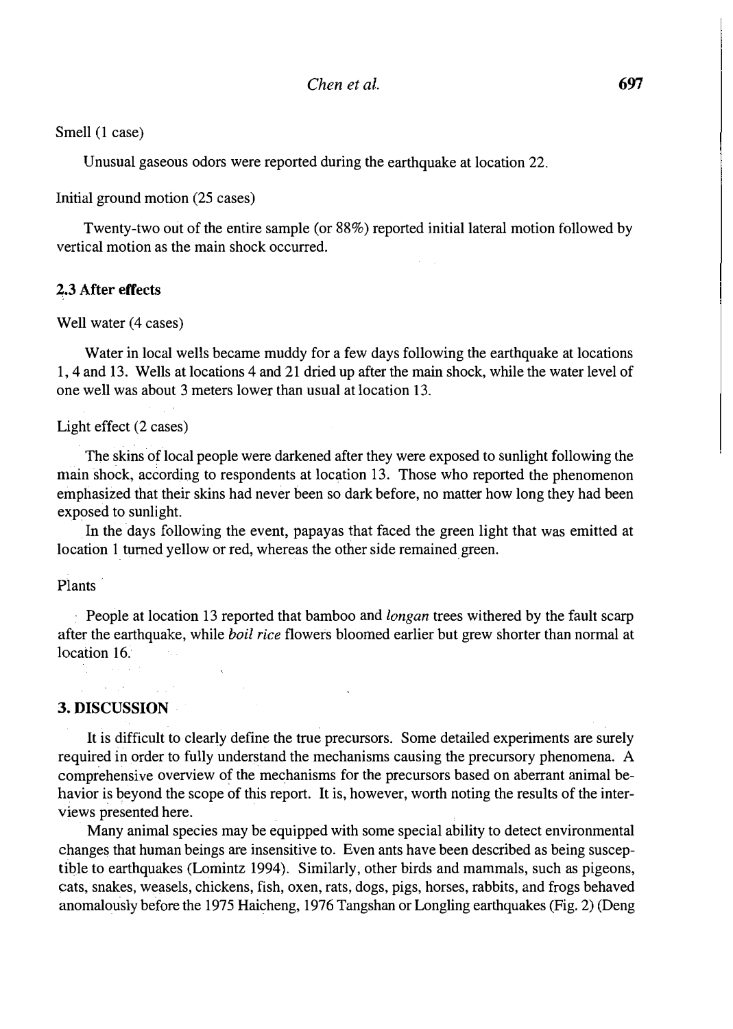Smell (1 case)

Unusual gaseous odors were reported during the earthquake at location 22.

Initial ground motion (25 cases)

Twenty-two out of the entire sample (or 88%) reported initial lateral motion followed by vertical motion as the main shock occurred.

### 2.3 After effects

Well water (4 cases)

Water in local wells became muddy for a few days following the earthquake at locations 1, 4 and 13. Wells at locations 4 and 21 dried up after the main shock, while the water level of one well was about 3 meters lower than usual at location 13.

Light effect (2 cases)

The skins of local people were darkened after they were exposed to sunlight following the main shock, according to respondents at location 13. Those who reported the phenomenon emphasized that their skins had never been so dark before, no matter how long they had been exposed to sunlight.

In the days following the event, papayas that faced the green light that was emitted at location 1 turned yellow or red, whereas the other side remained green.

Plants

People at location 13 reported that bamboo and *longan* trees withered by the fault scarp after the earthquake, while *boil rice* flowers bloomed earlier but grew shorter than normal at location 16.

## 3. DISCUSSION

It is difficult to clearly define the true precursors. Some detailed experiments are surely required in order to fully understand the mechanisms causing the precursory phenomena. A comprehensive overview of the mechanisms for the precursors based on aberrant animal behavior is beyond the scope of this report. It is, however, worth noting the results of the interviews presented here.

Many animal species may be equipped with some special ability to detect environmental changes that human beings are insensitive to. Even ants have been described as being susceptible to earthquakes (Lomintz 1994). Similarly, other birds and mammals, such as pigeons, cats, snakes, weasels, chickens, fish, oxen, rats, dogs, pigs, horses, rabbits, and frogs behaved anomalously before the 1975 Haicheng, 1976 Tangshan or Longling earthquakes (Fig. 2) (Deng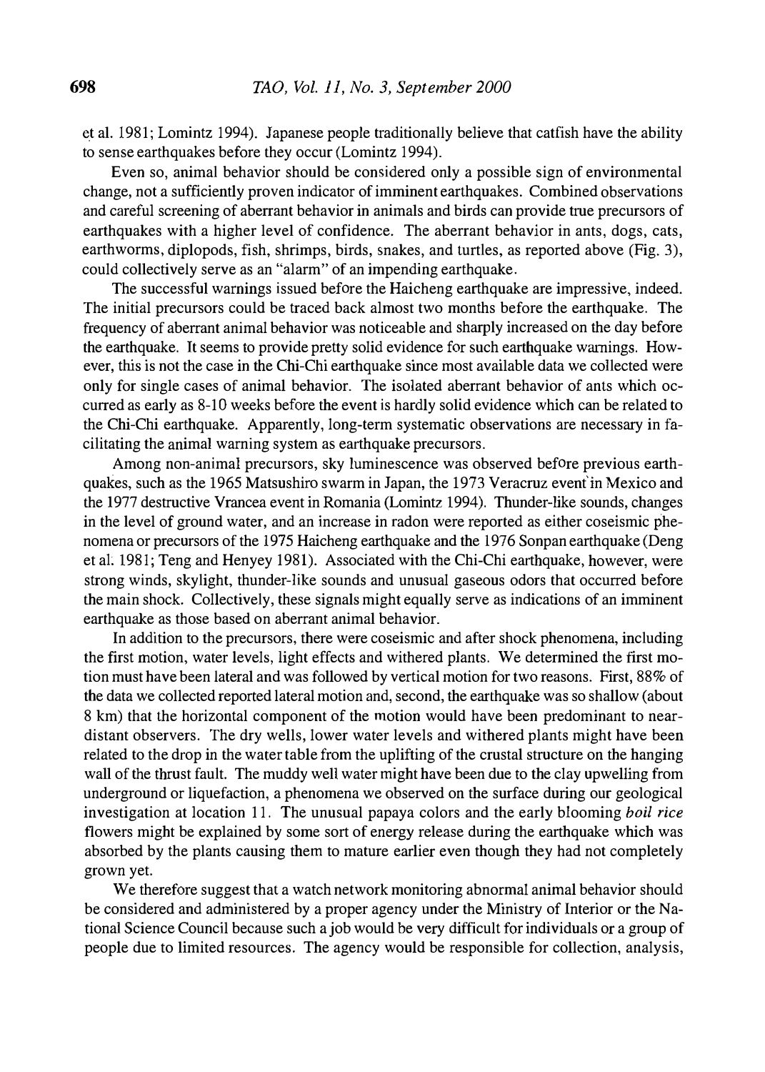et al. 1981; Lomintz 1994). Japanese people traditionally believe that catfish have the ability to sense earthquakes before they occur (Lomintz 1994).

Even so, animal behavior should be considered only a possible sign of environmental change, not a sufficiently proven indicator of imminent earthquakes. Combined observations and careful screening of aberrant behavior in animals and birds can provide true precursors of earthquakes with a higher level of confidence. The aberrant behavior in ants, dogs, cats, earthworms, diplopods, fish, shrimps, birds, snakes, and turtles, as reported above (Fig. 3), could collectively serve as an "alarm" of an impending earthquake.

The successful warnings issued before the Haicheng earthquake are impressive, indeed. The initial precursors could be traced back almost two months before the earthquake. The frequency of aberrant animal behavior was noticeable and sharply increased on the day before the earthquake. It seems to provide pretty solid evidence for such earthquake warnings. However, this is not the case in the Chi-Chi earthquake since most available data we collected were only for single cases of animal behavior. The isolated aberrant behavior of ants which occurred as early as 8-10 weeks before the event is hardly solid evidence which can be related to the Chi-Chi earthquake. Apparently, long-term systematic observations are necessary in facilitating the animal warning system as earthquake precursors.

Among non-animal precursors, sky luminescence was observed before previous earthquakes, such as the 1965 Matsushiro swarm in Japan, the 1973 Veracruz event in Mexico and the 1977 destructive Vrancea event in Romania (Lomintz 1994). Thunder-like sounds, changes in the level of ground water, and an increase in radon were reported as either coseismic phenomena or precursors of the 1975 Haicheng earthquake and the 1976 Sonpan earthquake (Deng et al. 1981; Teng and Henyey 1981). Associated with the Chi-Chi earthquake, however, were strong winds, skylight, thunder-like sounds and unusual gaseous odors that occurred before the main shock. Collectively, these signals might equally serve as indications of an imminent earthquake as those based on aberrant animal behavior.

In addition to the precursors, there were coseismic and after shock phenomena, including the first motion, water levels, light effects and withered plants. We determined the first motion must have been lateral and was followed by vertical motion for two reasons. First, 88% of the data we collected reported lateral motion and, second, the earthquake was so shallow (about 8 km) that the horizontal component of the motion would have been predominant to near-distant observers. The dry wells, lower water levels and withered plants might have been related to the drop in the water table from the uplifting of the crustal structure on the hanging wall of the thrust fault. The muddy well water might have been due to the clay upwelling from underground or liquefaction, a phenomena we observed on the surface during our geological investigation at location 11. The unusual papaya colors and the early blooming *boil rice* flowers might be explained by some sort of energy release during the earthquake which was absorbed by the plants causing them to mature earlier even though they had not completely grown yet.

We therefore suggest that a watch network monitoring abnormal animal behavior should be considered and administered by a proper agency under the Ministry of Interior or the National Science Council because such a job would be very difficult for individuals or a group of people due to limited resources. The agency would be responsible for collection, analysis,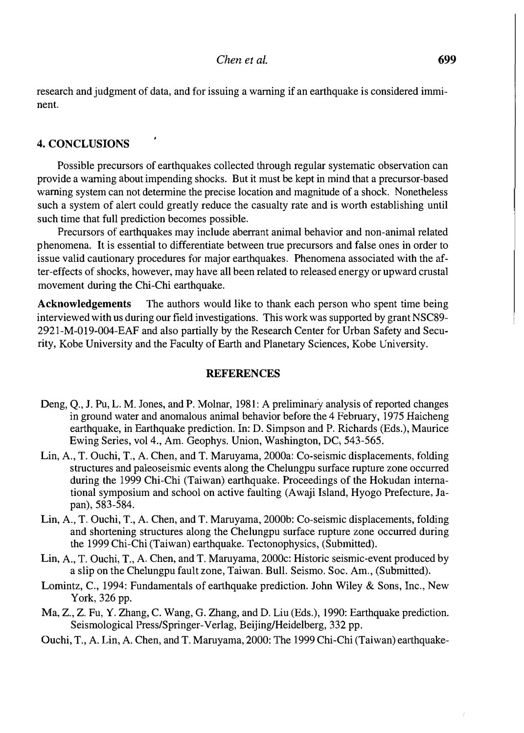research and judgment of data, and for issuing a warning if an earthquake is considered imminent.

## 4. CONCLUSIONS

Possible precursors of earthquakes collected through regular systematic observation can provide a warning about impending shocks. But it must be kept in mind that a precursor-based warning system can not determine the precise location and magnitude of a shock. Nonetheless such a system of alert could greatly reduce the casualty rate and is worth establishing until such time that full prediction becomes possible.

Precursors of earthquakes may include aberrant animal behavior and non-animal related phenomena. It is essential to differentiate between true precursors and false ones in order to issue valid cautionary procedures for major earthquakes. Phenomena associated with the after-effects of shocks, however, may have all been related to released energy or upward crustal movement during the Chi-Chi earthquake.

**Acknowledgements** The authors would like to thank each person who spent time being interviewed with us during our field investigations. This work was supported by grant NSC89-2921-M-019-004-EAF and also partially by the Research Center for Urban Safety and Security, Kobe University and the Faculty of Earth and Planetary Sciences, Kobe University.

## REFERENCES

Deng, Q., J. Pu, L. M. Jones, and P. Molnar, 1981: A preliminary analysis of reported changes in ground water and anomalous animal behavior before the 4 February, 1975 Haicheng earthquake, in Earthquake prediction. In: D. Simpson and P. Richards (Eds.), Maurice Ewing Series, vol 4., Am. Geophys. Union, Washington, DC, 543-565.

Lin, A., T. Ouchi, T., A. Chen, and T. Maruyama, 2000a: Co-seismic displacements, folding structures and paleoseismic events along the Chelungpu surface rupture zone occurred during the 1999 Chi-Chi (Taiwan) earthquake. Proceedings of the Hokudan international symposium and school on active faulting (Awaji Island, Hyogo Prefecture, Japan), 583-584.

Lin, A., T. Ouchi, T., A. Chen, and T. Maruyama, 2000b: Co-seismic displacements, folding and shortening structures along the Chelungpu surface rupture zone occurred during the 1999 Chi-Chi (Taiwan) earthquake. Tectonophysics, (Submitted).

Lin, A., T. Ouchi, T., A. Chen, and T. Maruyama, 2000c: Historic seismic-event produced by a slip on the Chelungpu fault zone, Taiwan. Bull. Seismo. Soc. Am., (Submitted).

Lomintz, C., 1994: Fundamentals of earthquake prediction. John Wiley & Sons, Inc., New York, 326 pp.

Ma, Z., Z. Fu, Y. Zhang, C. Wang, G. Zhang, and D. Liu (Eds.), 1990: Earthquake prediction. Seismological Press/Springer-Verlag, Beijing/Heidelberg, 332 pp.

Ouchi, T., A. Lin, A. Chen, and T. Maruyama, 2000: The 1999 Chi-Chi (Taiwan) earthquake-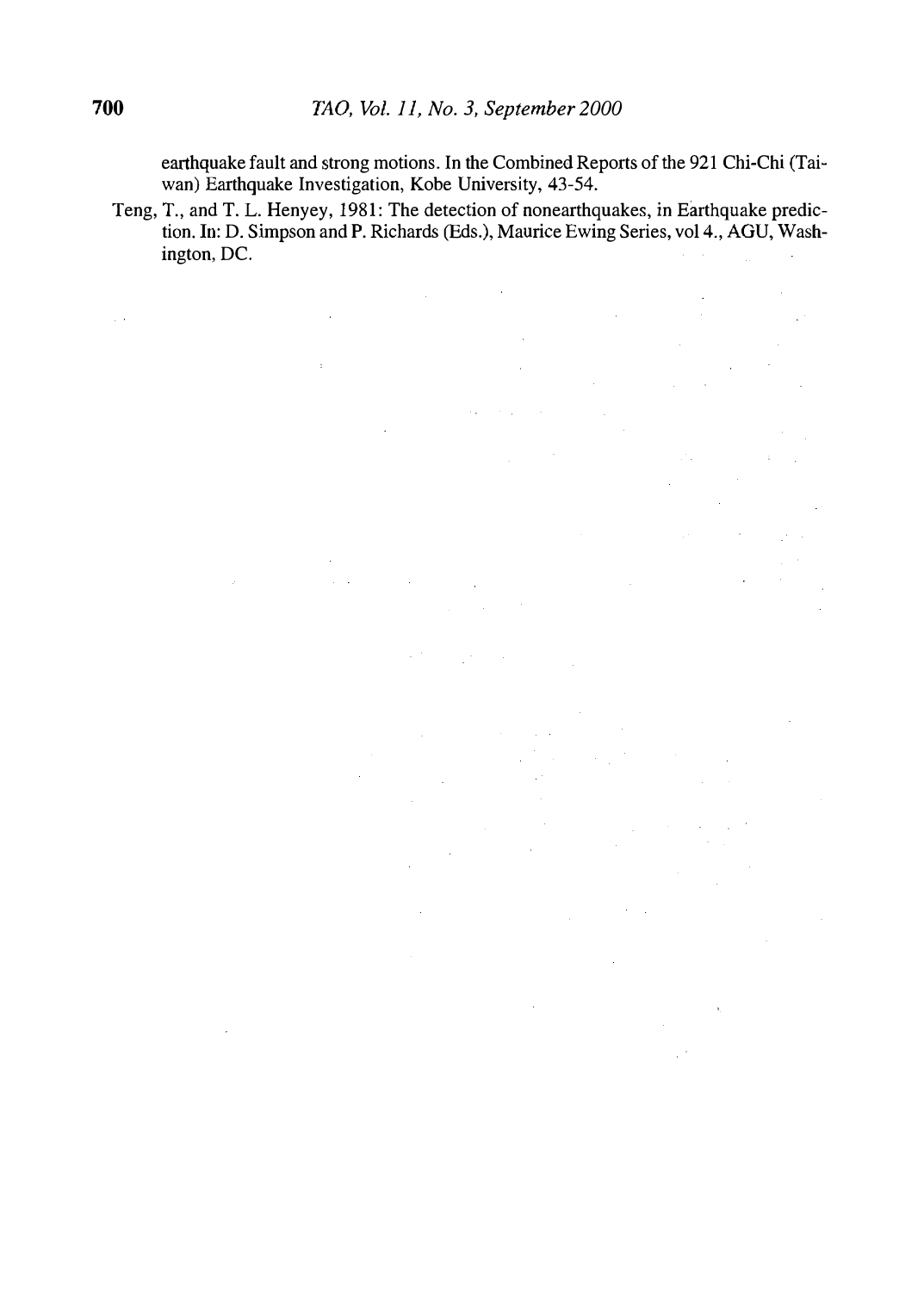earthquake fault and strong motions. In the Combined Reports of the 921 Chi-Chi (Taiwan) Earthquake Investigation, Kobe University, 43-54.

Teng, T., and T. L. Henyey, 1981: The detection of nonearthquakes, in Earthquake prediction. In: D. Simpson and P. Richards (Eds.), Maurice Ewing Series, vol 4., AGU, Washington, DC.